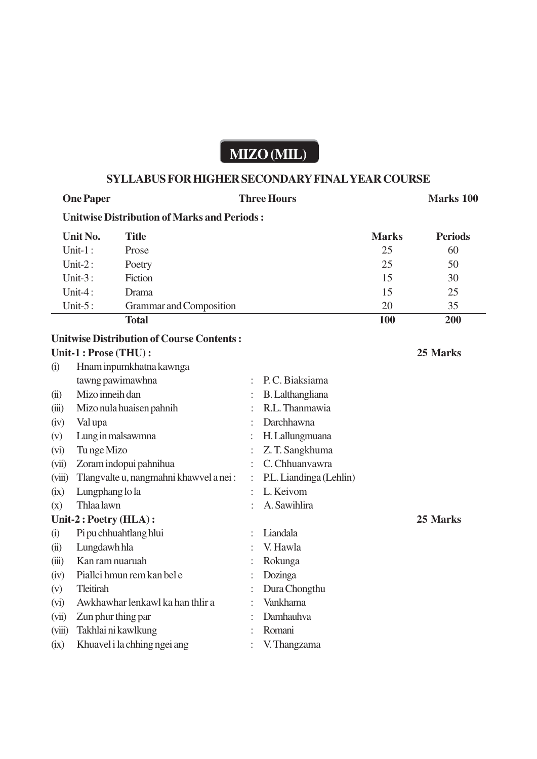# MIZO (MIL)

## SYLLABUS FOR HIGHER SECONDARY FINAL YEAR COURSE

**One Paper** | **Three Hours** | **Marks 100**

**Unitwise Distribution of Marks and Periods :**

| Unit No. | Title | Marks | Periods |
|---|---|---|---|
| Unit-1 : | Prose | 25 | 60 |
| Unit-2 : | Poetry | 25 | 50 |
| Unit-3 : | Fiction | 15 | 30 |
| Unit-4 : | Drama | 15 | 25 |
| Unit-5 : | Grammar and Composition | 20 | 35 |
| | **Total** | **100** | **200** |

**Unitwise Distribution of Course Contents :**

**Unit-1 : Prose (THU) :** **25 Marks**

(i) Hnam inpumkhatna kawnga tawng pawimawhna : P. C. Biaksiama
(ii) Mizo inneih dan : B. Lalthangliana
(iii) Mizo nula huaisen pahnih : R.L. Thanmawia
(iv) Val upa : Darchhawna
(v) Lung in malsawmna : H. Lallungmuana
(vi) Tu nge Mizo : Z. T. Sangkhuma
(vii) Zoram indopui pahnihua : C. Chhuanvawra
(viii) Tlangvalte u, nangmahni khawvel a nei : : P.L. Liandinga (Lehlin)
(ix) Lungphang lo la : L. Keivom
(x) Thlaa lawn : A. Sawihlira

**Unit-2 : Poetry (HLA) :** **25 Marks**

(i) Pi pu chhuahtlang hlui : Liandala
(ii) Lungdawh hla : V. Hawla
(iii) Kan ram nuaruah : Rokunga
(iv) Piallci hmun rem kan bel e : Dozinga
(v) Tleitirah : Dura Chongthu
(vi) Awkhawhar lenkawl ka han thlir a : Vankhama
(vii) Zun phur thing par : Damhauhva
(viii) Takhlai ni kawlkung : Romani
(ix) Khuavel i la chhing ngei ang : V. Thangzama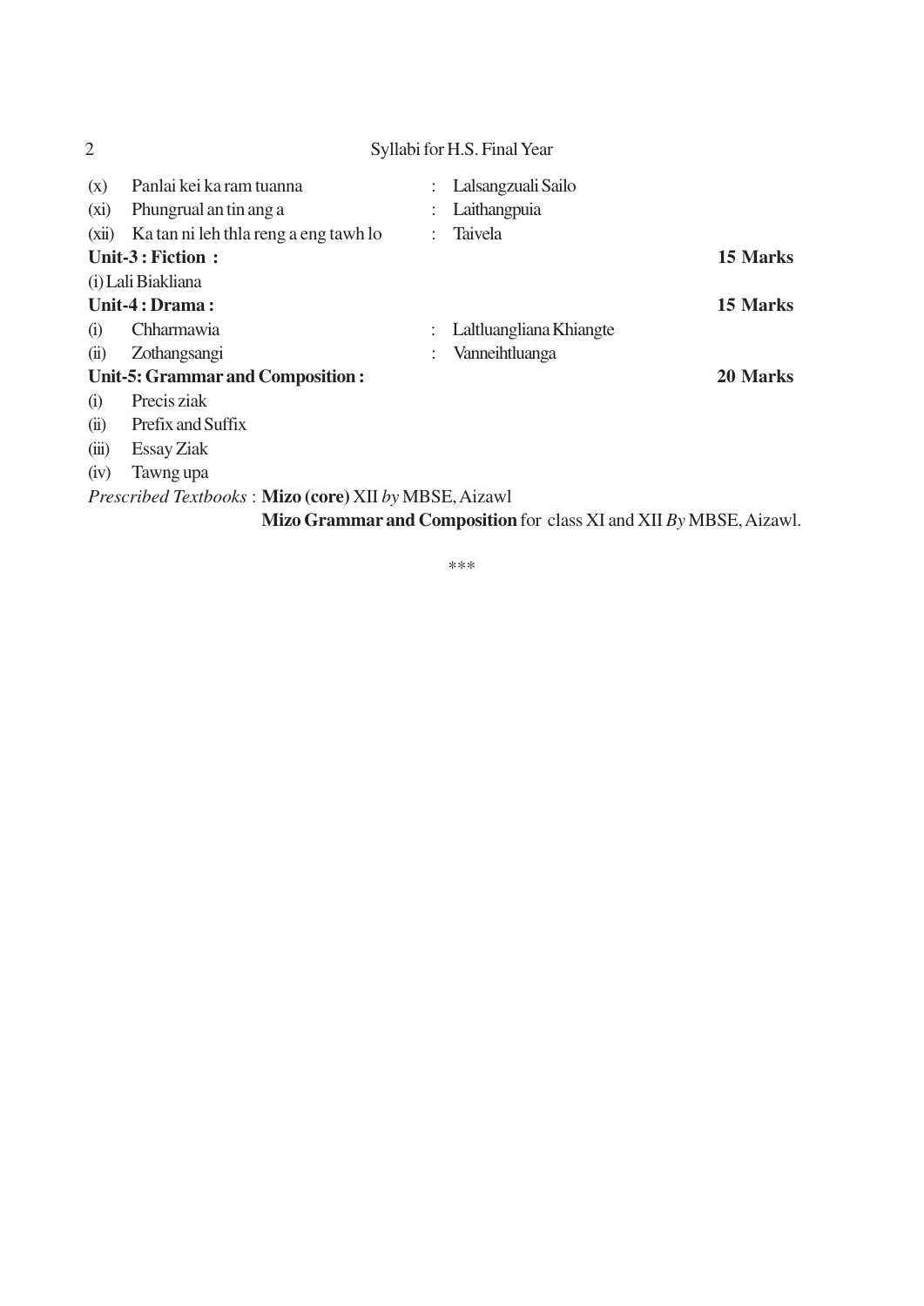| | | | |
|---|---|---|---|
| (x) | Panlai kei ka ram tuanna | : | Lalsangzuali Sailo |
| (xi) | Phungrual an tin ang a | : | Laithangpuia |
| (xii) | Ka tan ni leh thla reng a eng tawh lo | : | Taivela |

**Unit-3 : Fiction :** **15 Marks**

(i) Lali Biakliana

**Unit-4 : Drama :** **15 Marks**

| | | | |
|---|---|---|---|
| (i) | Chharmawia | : | Laltluangliana Khiangte |
| (ii) | Zothangsangi | : | Vanneihtluanga |

**Unit-5: Grammar and Composition :** **20 Marks**

(i) Precis ziak
(ii) Prefix and Suffix
(iii) Essay Ziak
(iv) Tawng upa

*Prescribed Textbooks* : **Mizo (core)** XII *by* MBSE, Aizawl
**Mizo Grammar and Composition** for class XI and XII *By* MBSE, Aizawl.

***